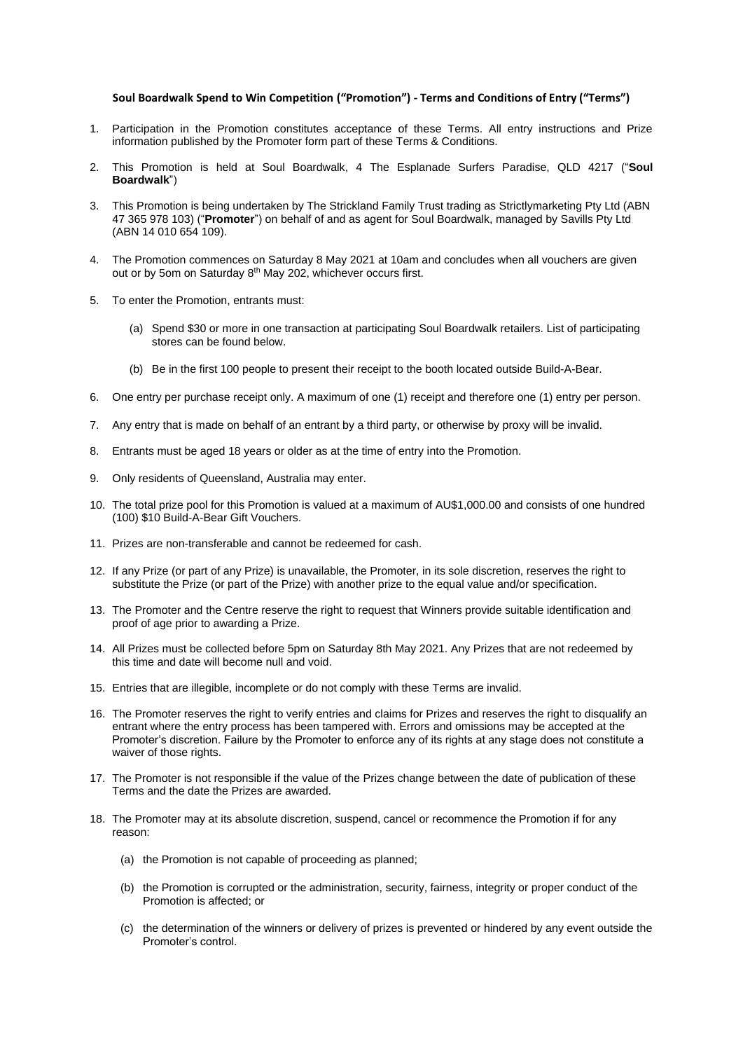**Soul Boardwalk Spend to Win Competition ("Promotion") - Terms and Conditions of Entry ("Terms")**

1. Participation in the Promotion constitutes acceptance of these Terms. All entry instructions and Prize information published by the Promoter form part of these Terms & Conditions.

2. This Promotion is held at Soul Boardwalk, 4 The Esplanade Surfers Paradise, QLD 4217 ("**Soul Boardwalk**")

3. This Promotion is being undertaken by The Strickland Family Trust trading as Strictlymarketing Pty Ltd (ABN 47 365 978 103) ("**Promoter**") on behalf of and as agent for Soul Boardwalk, managed by Savills Pty Ltd (ABN 14 010 654 109).

4. The Promotion commences on Saturday 8 May 2021 at 10am and concludes when all vouchers are given out or by 5om on Saturday 8th May 202, whichever occurs first.

5. To enter the Promotion, entrants must:

   (a) Spend $30 or more in one transaction at participating Soul Boardwalk retailers. List of participating stores can be found below.

   (b) Be in the first 100 people to present their receipt to the booth located outside Build-A-Bear.

6. One entry per purchase receipt only. A maximum of one (1) receipt and therefore one (1) entry per person.

7. Any entry that is made on behalf of an entrant by a third party, or otherwise by proxy will be invalid.

8. Entrants must be aged 18 years or older as at the time of entry into the Promotion.

9. Only residents of Queensland, Australia may enter.

10. The total prize pool for this Promotion is valued at a maximum of AU$1,000.00 and consists of one hundred (100) $10 Build-A-Bear Gift Vouchers.

11. Prizes are non-transferable and cannot be redeemed for cash.

12. If any Prize (or part of any Prize) is unavailable, the Promoter, in its sole discretion, reserves the right to substitute the Prize (or part of the Prize) with another prize to the equal value and/or specification.

13. The Promoter and the Centre reserve the right to request that Winners provide suitable identification and proof of age prior to awarding a Prize.

14. All Prizes must be collected before 5pm on Saturday 8th May 2021. Any Prizes that are not redeemed by this time and date will become null and void.

15. Entries that are illegible, incomplete or do not comply with these Terms are invalid.

16. The Promoter reserves the right to verify entries and claims for Prizes and reserves the right to disqualify an entrant where the entry process has been tampered with. Errors and omissions may be accepted at the Promoter's discretion. Failure by the Promoter to enforce any of its rights at any stage does not constitute a waiver of those rights.

17. The Promoter is not responsible if the value of the Prizes change between the date of publication of these Terms and the date the Prizes are awarded.

18. The Promoter may at its absolute discretion, suspend, cancel or recommence the Promotion if for any reason:

    (a) the Promotion is not capable of proceeding as planned;

    (b) the Promotion is corrupted or the administration, security, fairness, integrity or proper conduct of the Promotion is affected; or

    (c) the determination of the winners or delivery of prizes is prevented or hindered by any event outside the Promoter's control.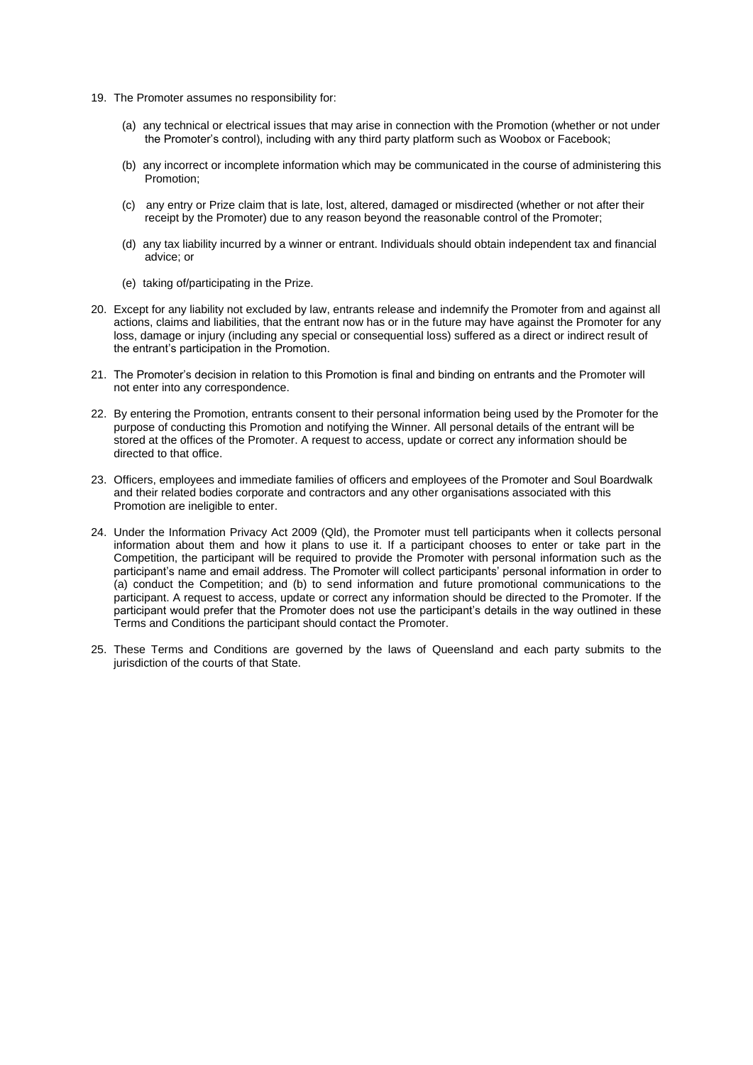19. The Promoter assumes no responsibility for:

    (a) any technical or electrical issues that may arise in connection with the Promotion (whether or not under the Promoter's control), including with any third party platform such as Woobox or Facebook;

    (b) any incorrect or incomplete information which may be communicated in the course of administering this Promotion;

    (c) any entry or Prize claim that is late, lost, altered, damaged or misdirected (whether or not after their receipt by the Promoter) due to any reason beyond the reasonable control of the Promoter;

    (d) any tax liability incurred by a winner or entrant. Individuals should obtain independent tax and financial advice; or

    (e) taking of/participating in the Prize.

20. Except for any liability not excluded by law, entrants release and indemnify the Promoter from and against all actions, claims and liabilities, that the entrant now has or in the future may have against the Promoter for any loss, damage or injury (including any special or consequential loss) suffered as a direct or indirect result of the entrant's participation in the Promotion.

21. The Promoter's decision in relation to this Promotion is final and binding on entrants and the Promoter will not enter into any correspondence.

22. By entering the Promotion, entrants consent to their personal information being used by the Promoter for the purpose of conducting this Promotion and notifying the Winner. All personal details of the entrant will be stored at the offices of the Promoter. A request to access, update or correct any information should be directed to that office.

23. Officers, employees and immediate families of officers and employees of the Promoter and Soul Boardwalk and their related bodies corporate and contractors and any other organisations associated with this Promotion are ineligible to enter.

24. Under the Information Privacy Act 2009 (Qld), the Promoter must tell participants when it collects personal information about them and how it plans to use it. If a participant chooses to enter or take part in the Competition, the participant will be required to provide the Promoter with personal information such as the participant's name and email address. The Promoter will collect participants' personal information in order to (a) conduct the Competition; and (b) to send information and future promotional communications to the participant. A request to access, update or correct any information should be directed to the Promoter. If the participant would prefer that the Promoter does not use the participant's details in the way outlined in these Terms and Conditions the participant should contact the Promoter.

25. These Terms and Conditions are governed by the laws of Queensland and each party submits to the jurisdiction of the courts of that State.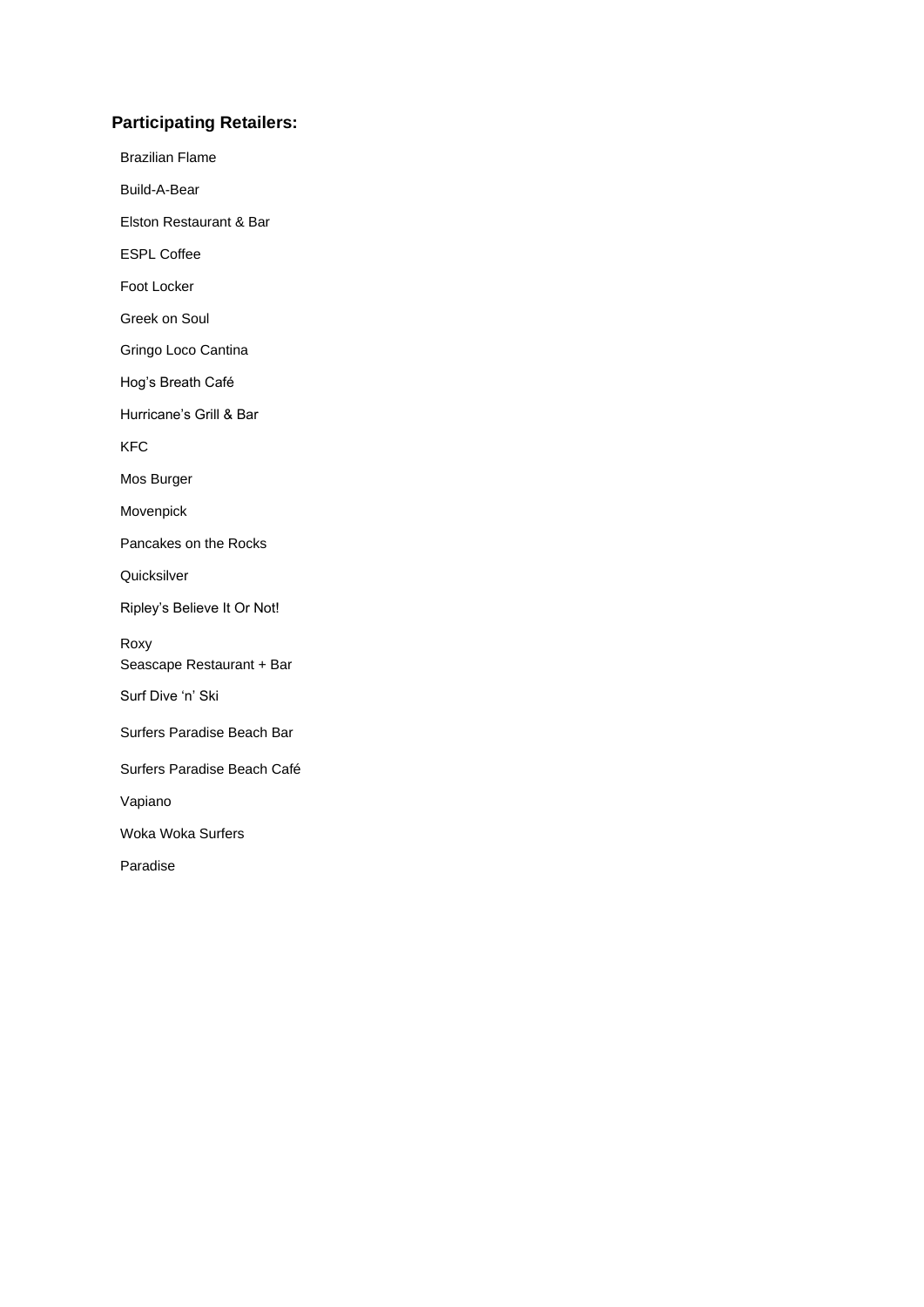## Participating Retailers:

Brazilian Flame

Build-A-Bear

Elston Restaurant & Bar

ESPL Coffee

Foot Locker

Greek on Soul

Gringo Loco Cantina

Hog's Breath Café

Hurricane's Grill & Bar

KFC

Mos Burger

Movenpick

Pancakes on the Rocks

Quicksilver

Ripley's Believe It Or Not!

Roxy

Seascape Restaurant + Bar

Surf Dive 'n' Ski

Surfers Paradise Beach Bar

Surfers Paradise Beach Café

Vapiano

Woka Woka Surfers

Paradise